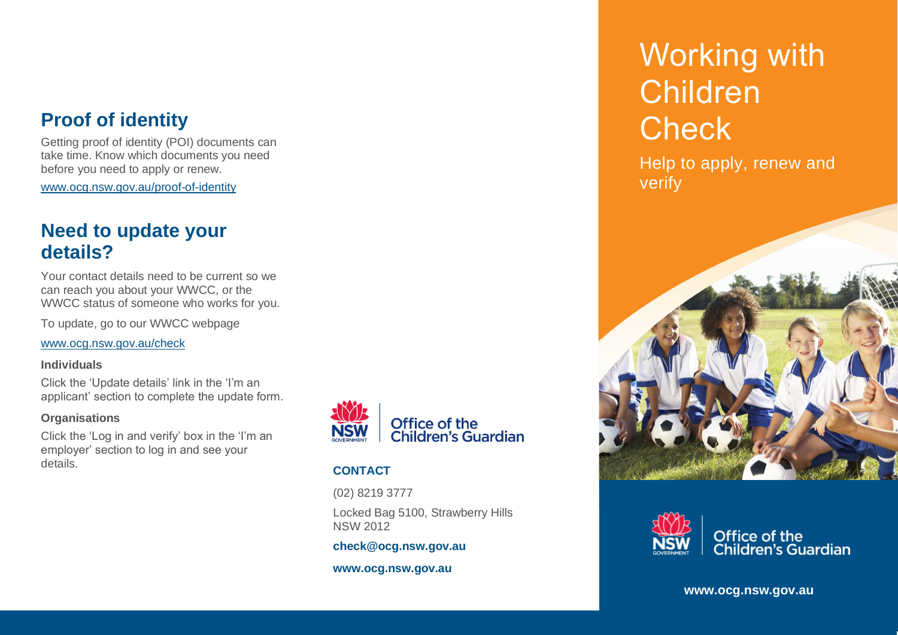## Proof of identity

Getting proof of identity (POI) documents can take time. Know which documents you need before you need to apply or renew.

www.ocg.nsw.gov.au/proof-of-identity

## Need to update your details?

Your contact details need to be current so we can reach you about your WWCC, or the WWCC status of someone who works for you.

To update, go to our WWCC webpage

www.ocg.nsw.gov.au/check

**Individuals**

Click the 'Update details' link in the 'I'm an applicant' section to complete the update form.

**Organisations**

Click the 'Log in and verify' box in the 'I'm an employer' section to log in and see your details.

NSW GOVERNMENT | Office of the Children's Guardian

**CONTACT**

(02) 8219 3777

Locked Bag 5100, Strawberry Hills NSW 2012

**check@ocg.nsw.gov.au**

**www.ocg.nsw.gov.au**

# Working with Children Check

Help to apply, renew and verify

NSW GOVERNMENT | Office of the Children's Guardian

**www.ocg.nsw.gov.au**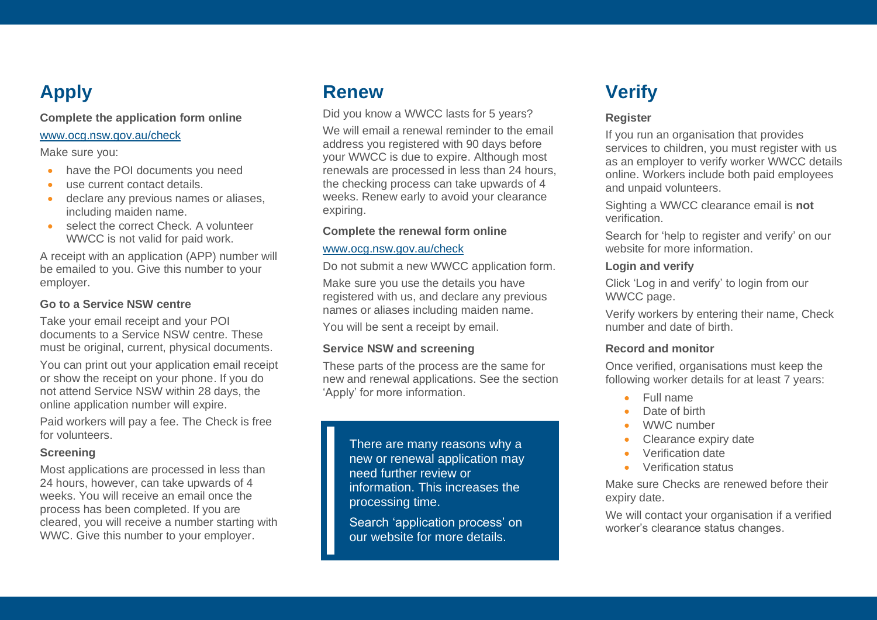## Apply

**Complete the application form online**

www.ocg.nsw.gov.au/check

Make sure you:

- have the POI documents you need
- use current contact details.
- declare any previous names or aliases, including maiden name.
- select the correct Check. A volunteer WWCC is not valid for paid work.

A receipt with an application (APP) number will be emailed to you. Give this number to your employer.

**Go to a Service NSW centre**

Take your email receipt and your POI documents to a Service NSW centre. These must be original, current, physical documents.

You can print out your application email receipt or show the receipt on your phone. If you do not attend Service NSW within 28 days, the online application number will expire.

Paid workers will pay a fee. The Check is free for volunteers.

**Screening**

Most applications are processed in less than 24 hours, however, can take upwards of 4 weeks. You will receive an email once the process has been completed. If you are cleared, you will receive a number starting with WWC. Give this number to your employer.

## Renew

Did you know a WWCC lasts for 5 years?

We will email a renewal reminder to the email address you registered with 90 days before your WWCC is due to expire. Although most renewals are processed in less than 24 hours, the checking process can take upwards of 4 weeks. Renew early to avoid your clearance expiring.

**Complete the renewal form online**

www.ocg.nsw.gov.au/check

Do not submit a new WWCC application form.

Make sure you use the details you have registered with us, and declare any previous names or aliases including maiden name.

You will be sent a receipt by email.

**Service NSW and screening**

These parts of the process are the same for new and renewal applications. See the section 'Apply' for more information.

> There are many reasons why a new or renewal application may need further review or information. This increases the processing time.
>
> Search 'application process' on our website for more details.

## Verify

**Register**

If you run an organisation that provides services to children, you must register with us as an employer to verify worker WWCC details online. Workers include both paid employees and unpaid volunteers.

Sighting a WWCC clearance email is **not** verification.

Search for 'help to register and verify' on our website for more information.

**Login and verify**

Click 'Log in and verify' to login from our WWCC page.

Verify workers by entering their name, Check number and date of birth.

**Record and monitor**

Once verified, organisations must keep the following worker details for at least 7 years:

- Full name
- Date of birth
- WWC number
- Clearance expiry date
- Verification date
- Verification status

Make sure Checks are renewed before their expiry date.

We will contact your organisation if a verified worker's clearance status changes.